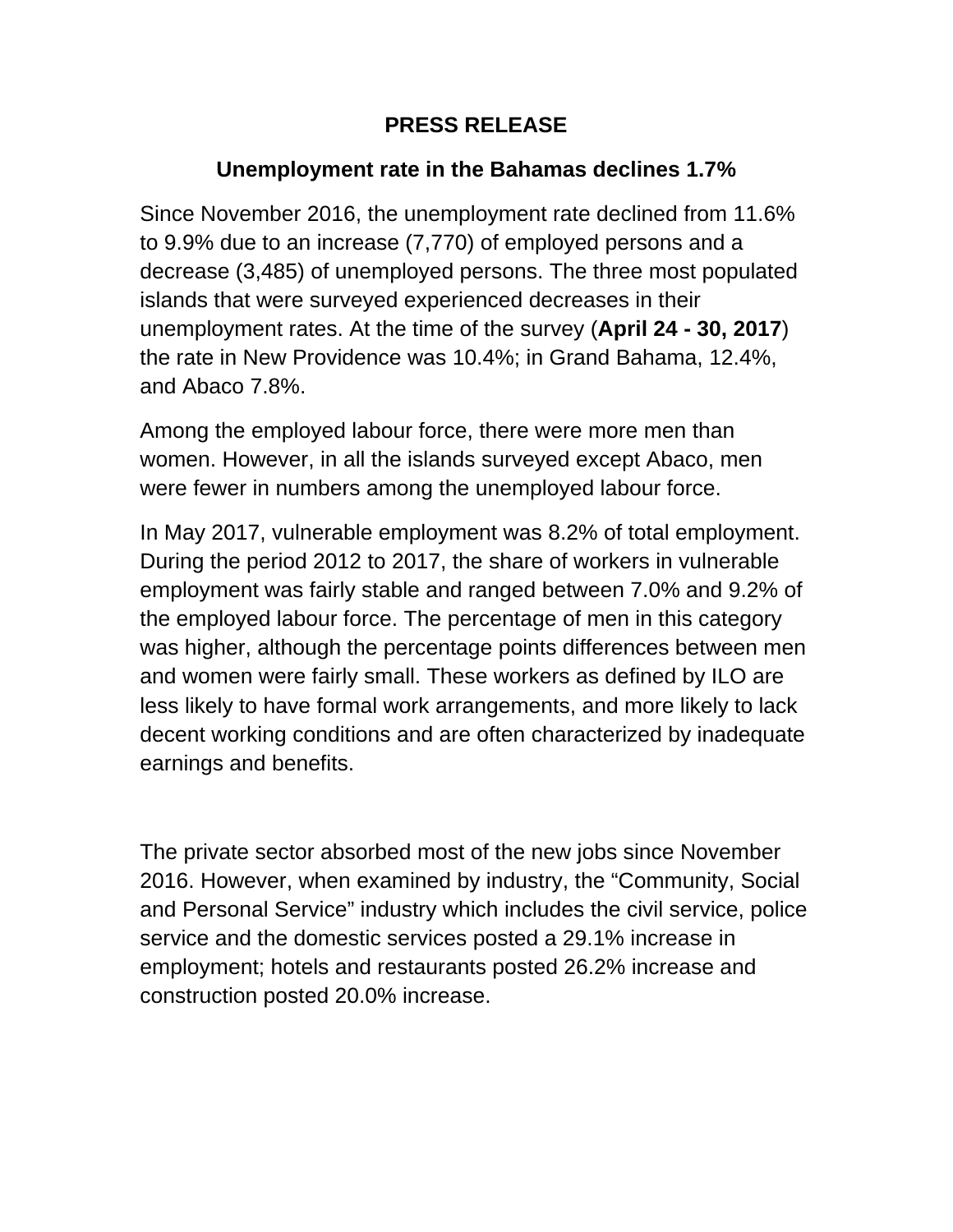# PRESS RELEASE

## Unemployment rate in the Bahamas declines 1.7%

Since November 2016, the unemployment rate declined from 11.6% to 9.9% due to an increase (7,770) of employed persons and a decrease (3,485) of unemployed persons. The three most populated islands that were surveyed experienced decreases in their unemployment rates. At the time of the survey (**April 24 - 30, 2017**) the rate in New Providence was 10.4%; in Grand Bahama, 12.4%, and Abaco 7.8%.

Among the employed labour force, there were more men than women. However, in all the islands surveyed except Abaco, men were fewer in numbers among the unemployed labour force.

In May 2017, vulnerable employment was 8.2% of total employment. During the period 2012 to 2017, the share of workers in vulnerable employment was fairly stable and ranged between 7.0% and 9.2% of the employed labour force. The percentage of men in this category was higher, although the percentage points differences between men and women were fairly small. These workers as defined by ILO are less likely to have formal work arrangements, and more likely to lack decent working conditions and are often characterized by inadequate earnings and benefits.

The private sector absorbed most of the new jobs since November 2016. However, when examined by industry, the “Community, Social and Personal Service” industry which includes the civil service, police service and the domestic services posted a 29.1% increase in employment; hotels and restaurants posted 26.2% increase and construction posted 20.0% increase.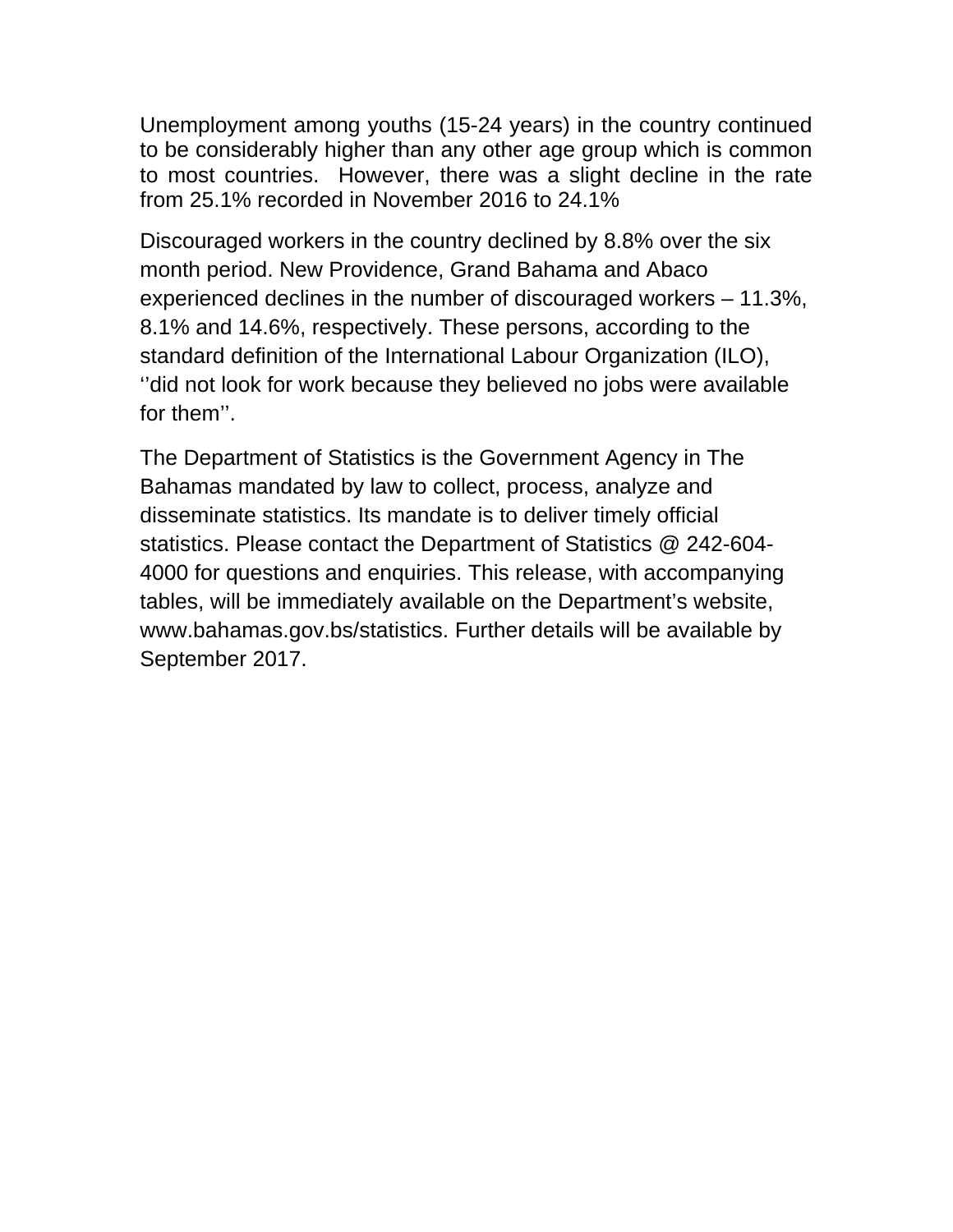Unemployment among youths (15-24 years) in the country continued to be considerably higher than any other age group which is common to most countries. However, there was a slight decline in the rate from 25.1% recorded in November 2016 to 24.1%

Discouraged workers in the country declined by 8.8% over the six month period. New Providence, Grand Bahama and Abaco experienced declines in the number of discouraged workers – 11.3%, 8.1% and 14.6%, respectively. These persons, according to the standard definition of the International Labour Organization (ILO), ‘’did not look for work because they believed no jobs were available for them’’.

The Department of Statistics is the Government Agency in The Bahamas mandated by law to collect, process, analyze and disseminate statistics. Its mandate is to deliver timely official statistics. Please contact the Department of Statistics @ 242-604-4000 for questions and enquiries. This release, with accompanying tables, will be immediately available on the Department’s website, www.bahamas.gov.bs/statistics. Further details will be available by September 2017.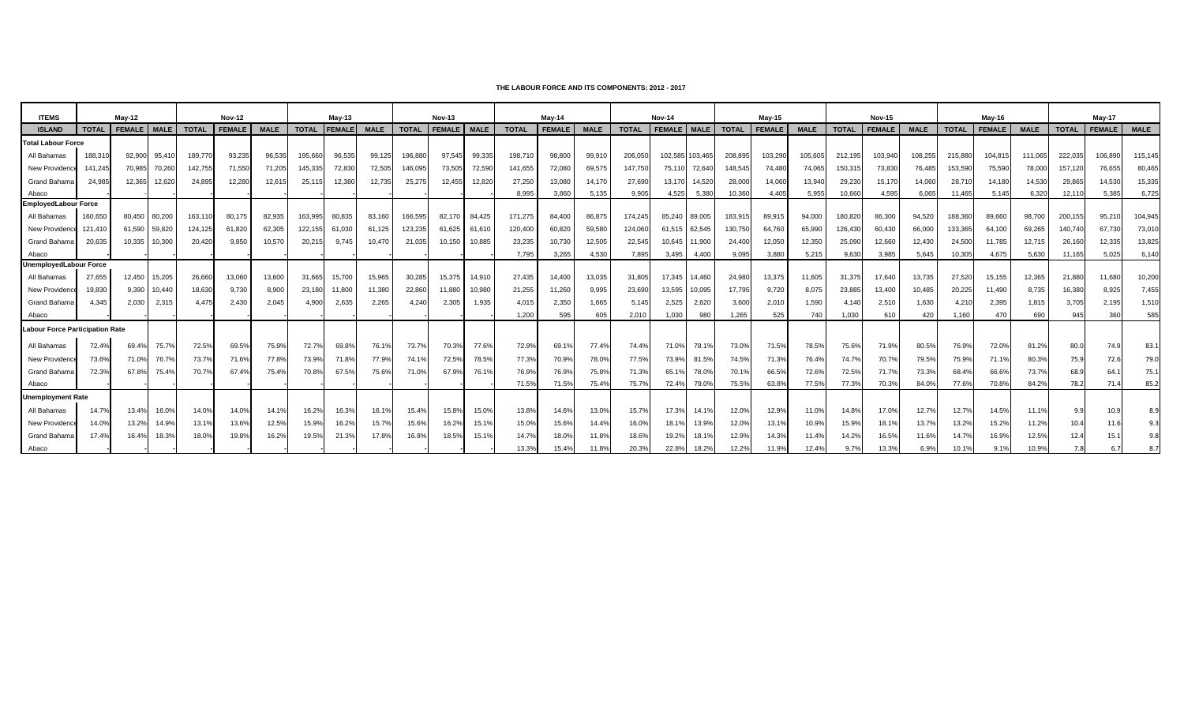**THE LABOUR FORCE AND ITS COMPONENTS: 2012 - 2017**

| ITEMS | May-12 | | | Nov-12 | | | May-13 | | | Nov-13 | | | May-14 | | | Nov-14 | | | May-15 | | | Nov-15 | | | May-16 | | | May-17 | | |
|---|---|---|---|---|---|---|---|---|---|---|---|---|---|---|---|---|---|---|---|---|---|---|---|---|---|---|---|---|---|---|
| ISLAND | TOTAL | FEMALE | MALE | TOTAL | FEMALE | MALE | TOTAL | FEMALE | MALE | TOTAL | FEMALE | MALE | TOTAL | FEMALE | MALE | TOTAL | FEMALE | MALE | TOTAL | FEMALE | MALE | TOTAL | FEMALE | MALE | TOTAL | FEMALE | MALE | TOTAL | FEMALE | MALE |
| **Total Labour Force** | | | | | | | | | | | | | | | | | | | | | | | | | | | | | | |
| All Bahamas | 188,310 | 92,900 | 95,410 | 189,770 | 93,235 | 96,535 | 195,660 | 96,535 | 99,125 | 196,880 | 97,545 | 99,335 | 198,710 | 98,800 | 99,910 | 206,050 | 102,585 | 103,465 | 208,895 | 103,290 | 105,605 | 212,195 | 103,940 | 108,255 | 215,880 | 104,815 | 111,065 | 222,035 | 106,890 | 115,145 |
| New Providence | 141,245 | 70,985 | 70,260 | 142,755 | 71,550 | 71,205 | 145,335 | 72,830 | 72,505 | 146,095 | 73,505 | 72,590 | 141,655 | 72,080 | 69,575 | 147,750 | 75,110 | 72,640 | 148,545 | 74,480 | 74,065 | 150,315 | 73,830 | 76,485 | 153,590 | 75,590 | 78,000 | 157,120 | 76,655 | 80,465 |
| Grand Bahama | 24,985 | 12,365 | 12,620 | 24,895 | 12,280 | 12,615 | 25,115 | 12,380 | 12,735 | 25,275 | 12,455 | 12,820 | 27,250 | 13,080 | 14,170 | 27,690 | 13,170 | 14,520 | 28,000 | 14,060 | 13,940 | 29,230 | 15,170 | 14,060 | 28,710 | 14,180 | 14,530 | 29,865 | 14,530 | 15,335 |
| Abaco | - | - | - | - | - | - | - | - | - | - | - | - | 8,995 | 3,860 | 5,135 | 9,905 | 4,525 | 5,380 | 10,360 | 4,405 | 5,955 | 10,660 | 4,595 | 6,065 | 11,465 | 5,145 | 6,320 | 12,110 | 5,385 | 6,725 |
| **EmployedLabour Force** | | | | | | | | | | | | | | | | | | | | | | | | | | | | | | |
| All Bahamas | 160,650 | 80,450 | 80,200 | 163,110 | 80,175 | 82,935 | 163,995 | 80,835 | 83,160 | 166,595 | 82,170 | 84,425 | 171,275 | 84,400 | 86,875 | 174,245 | 85,240 | 89,005 | 183,915 | 89,915 | 94,000 | 180,820 | 86,300 | 94,520 | 188,360 | 89,660 | 98,700 | 200,155 | 95,210 | 104,945 |
| New Providence | 121,410 | 61,590 | 59,820 | 124,125 | 61,820 | 62,305 | 122,155 | 61,030 | 61,125 | 123,235 | 61,625 | 61,610 | 120,400 | 60,820 | 59,580 | 124,060 | 61,515 | 62,545 | 130,750 | 64,760 | 65,990 | 126,430 | 60,430 | 66,000 | 133,365 | 64,100 | 69,265 | 140,740 | 67,730 | 73,010 |
| Grand Bahama | 20,635 | 10,335 | 10,300 | 20,420 | 9,850 | 10,570 | 20,215 | 9,745 | 10,470 | 21,035 | 10,150 | 10,885 | 23,235 | 10,730 | 12,505 | 22,545 | 10,645 | 11,900 | 24,400 | 12,050 | 12,350 | 25,090 | 12,660 | 12,430 | 24,500 | 11,785 | 12,715 | 26,160 | 12,335 | 13,825 |
| Abaco | - | - | - | - | - | - | - | - | - | - | - | - | 7,795 | 3,265 | 4,530 | 7,895 | 3,495 | 4,400 | 9,095 | 3,880 | 5,215 | 9,630 | 3,985 | 5,645 | 10,305 | 4,675 | 5,630 | 11,165 | 5,025 | 6,140 |
| **UnemployedLabour Force** | | | | | | | | | | | | | | | | | | | | | | | | | | | | | | |
| All Bahamas | 27,655 | 12,450 | 15,205 | 26,660 | 13,060 | 13,600 | 31,665 | 15,700 | 15,965 | 30,285 | 15,375 | 14,910 | 27,435 | 14,400 | 13,035 | 31,805 | 17,345 | 14,460 | 24,980 | 13,375 | 11,605 | 31,375 | 17,640 | 13,735 | 27,520 | 15,155 | 12,365 | 21,880 | 11,680 | 10,200 |
| New Providence | 19,830 | 9,390 | 10,440 | 18,630 | 9,730 | 8,900 | 23,180 | 11,800 | 11,380 | 22,860 | 11,880 | 10,980 | 21,255 | 11,260 | 9,995 | 23,690 | 13,595 | 10,095 | 17,795 | 9,720 | 8,075 | 23,885 | 13,400 | 10,485 | 20,225 | 11,490 | 8,735 | 16,380 | 8,925 | 7,455 |
| Grand Bahama | 4,345 | 2,030 | 2,315 | 4,475 | 2,430 | 2,045 | 4,900 | 2,635 | 2,265 | 4,240 | 2,305 | 1,935 | 4,015 | 2,350 | 1,665 | 5,145 | 2,525 | 2,620 | 3,600 | 2,010 | 1,590 | 4,140 | 2,510 | 1,630 | 4,210 | 2,395 | 1,815 | 3,705 | 2,195 | 1,510 |
| Abaco | - | - | - | - | - | - | - | - | - | - | - | - | 1,200 | 595 | 605 | 2,010 | 1,030 | 980 | 1,265 | 525 | 740 | 1,030 | 610 | 420 | 1,160 | 470 | 690 | 945 | 360 | 585 |
| **Labour Force Participation Rate** | | | | | | | | | | | | | | | | | | | | | | | | | | | | | | |
| All Bahamas | 72.4% | 69.4% | 75.7% | 72.5% | 69.5% | 75.9% | 72.7% | 69.8% | 76.1% | 73.7% | 70.3% | 77.6% | 72.9% | 69.1% | 77.4% | 74.4% | 71.0% | 78.1% | 73.0% | 71.5% | 78.5% | 75.6% | 71.9% | 80.5% | 76.9% | 72.0% | 81.2% | 80.0 | 74.9 | 83.1 |
| New Providence | 73.6% | 71.0% | 76.7% | 73.7% | 71.6% | 77.8% | 73.9% | 71.8% | 77.9% | 74.1% | 72.5% | 78.5% | 77.3% | 70.9% | 78.0% | 77.5% | 73.9% | 81.5% | 74.5% | 71.3% | 76.4% | 74.7% | 70.7% | 79.5% | 75.9% | 71.1% | 80.3% | 75.9 | 72.6 | 79.0 |
| Grand Bahama | 72.3% | 67.8% | 75.4% | 70.7% | 67.4% | 75.4% | 70.8% | 67.5% | 75.6% | 71.0% | 67.9% | 76.1% | 76.9% | 76.9% | 75.8% | 71.3% | 65.1% | 78.0% | 70.1% | 66.5% | 72.6% | 72.5% | 71.7% | 73.3% | 68.4% | 66.6% | 73.7% | 68.9 | 64.1 | 75.1 |
| Abaco | - | - | - | - | - | - | - | - | - | - | - | - | 71.5% | 71.5% | 75.4% | 75.7% | 72.4% | 79.0% | 75.5% | 63.8% | 77.5% | 77.3% | 70.3% | 84.0% | 77.6% | 70.8% | 84.2% | 78.2 | 71.4 | 85.2 |
| **Unemployment Rate** | | | | | | | | | | | | | | | | | | | | | | | | | | | | | | |
| All Bahamas | 14.7% | 13.4% | 16.0% | 14.0% | 14.0% | 14.1% | 16.2% | 16.3% | 16.1% | 15.4% | 15.8% | 15.0% | 13.8% | 14.6% | 13.0% | 15.7% | 17.3% | 14.1% | 12.0% | 12.9% | 11.0% | 14.8% | 17.0% | 12.7% | 12.7% | 14.5% | 11.1% | 9.9 | 10.9 | 8.9 |
| New Providence | 14.0% | 13.2% | 14.9% | 13.1% | 13.6% | 12.5% | 15.9% | 16.2% | 15.7% | 15.6% | 16.2% | 15.1% | 15.0% | 15.6% | 14.4% | 16.0% | 18.1% | 13.9% | 12.0% | 13.1% | 10.9% | 15.9% | 18.1% | 13.7% | 13.2% | 15.2% | 11.2% | 10.4 | 11.6 | 9.3 |
| Grand Bahama | 17.4% | 16.4% | 18.3% | 18.0% | 19.8% | 16.2% | 19.5% | 21.3% | 17.8% | 16.8% | 18.5% | 15.1% | 14.7% | 18.0% | 11.8% | 18.6% | 19.2% | 18.1% | 12.9% | 14.3% | 11.4% | 14.2% | 16.5% | 11.6% | 14.7% | 16.9% | 12.5% | 12.4 | 15.1 | 9.8 |
| Abaco | - | - | - | - | - | - | - | - | - | - | - | - | 13.3% | 15.4% | 11.8% | 20.3% | 22.8% | 18.2% | 12.2% | 11.9% | 12.4% | 9.7% | 13.3% | 6.9% | 10.1% | 9.1% | 10.9% | 7.8 | 6.7 | 8.7 |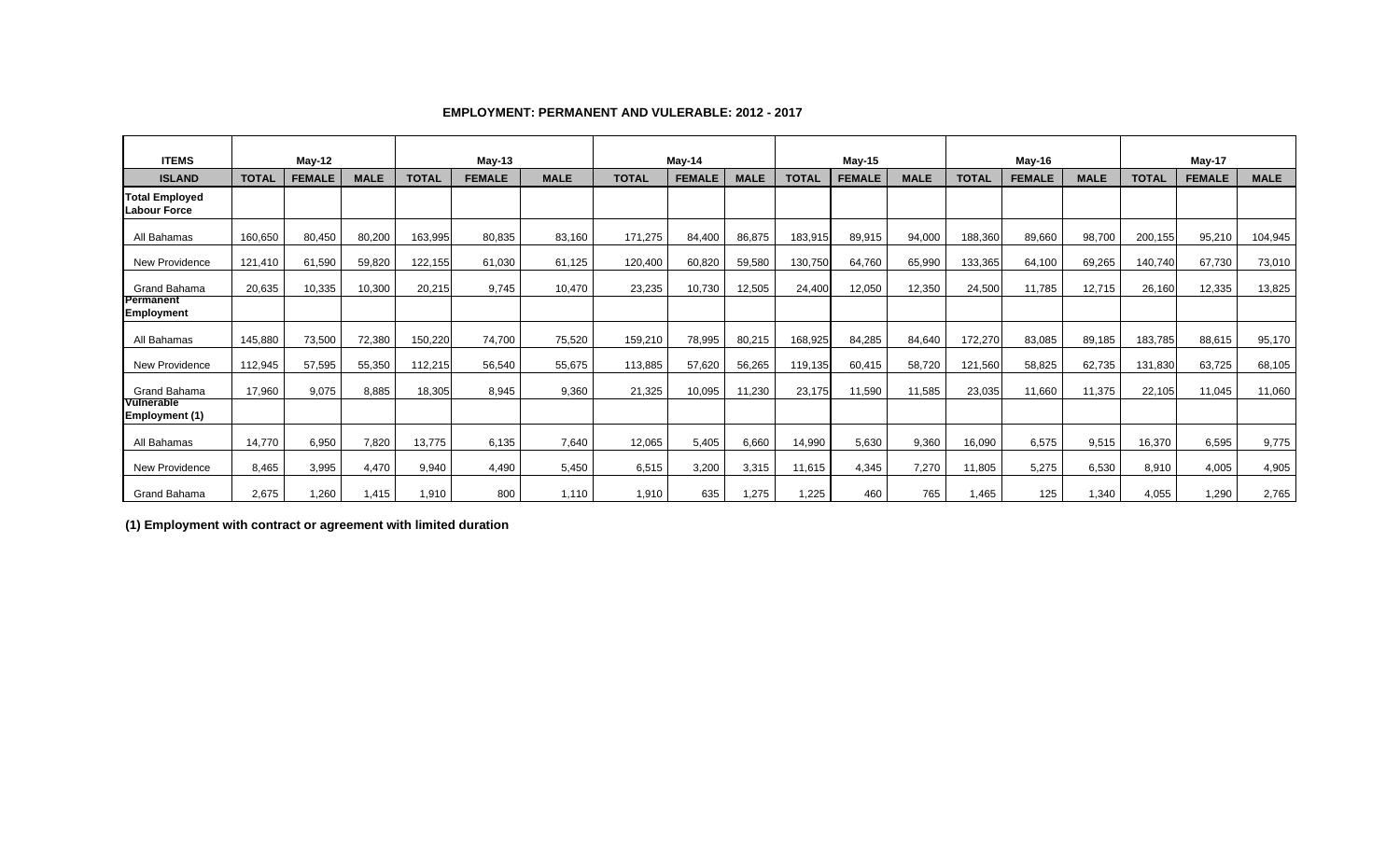**EMPLOYMENT: PERMANENT AND VULERABLE: 2012 - 2017**

| ITEMS | May-12 | | | May-13 | | | May-14 | | | May-15 | | | May-16 | | | May-17 | | |
|---|---|---|---|---|---|---|---|---|---|---|---|---|---|---|---|---|---|---|
| ISLAND | TOTAL | FEMALE | MALE | TOTAL | FEMALE | MALE | TOTAL | FEMALE | MALE | TOTAL | FEMALE | MALE | TOTAL | FEMALE | MALE | TOTAL | FEMALE | MALE |
| **Total Employed Labour Force** | | | | | | | | | | | | | | | | | | |
| All Bahamas | 160,650 | 80,450 | 80,200 | 163,995 | 80,835 | 83,160 | 171,275 | 84,400 | 86,875 | 183,915 | 89,915 | 94,000 | 188,360 | 89,660 | 98,700 | 200,155 | 95,210 | 104,945 |
| New Providence | 121,410 | 61,590 | 59,820 | 122,155 | 61,030 | 61,125 | 120,400 | 60,820 | 59,580 | 130,750 | 64,760 | 65,990 | 133,365 | 64,100 | 69,265 | 140,740 | 67,730 | 73,010 |
| Grand Bahama | 20,635 | 10,335 | 10,300 | 20,215 | 9,745 | 10,470 | 23,235 | 10,730 | 12,505 | 24,400 | 12,050 | 12,350 | 24,500 | 11,785 | 12,715 | 26,160 | 12,335 | 13,825 |
| **Permanent Employment** | | | | | | | | | | | | | | | | | | |
| All Bahamas | 145,880 | 73,500 | 72,380 | 150,220 | 74,700 | 75,520 | 159,210 | 78,995 | 80,215 | 168,925 | 84,285 | 84,640 | 172,270 | 83,085 | 89,185 | 183,785 | 88,615 | 95,170 |
| New Providence | 112,945 | 57,595 | 55,350 | 112,215 | 56,540 | 55,675 | 113,885 | 57,620 | 56,265 | 119,135 | 60,415 | 58,720 | 121,560 | 58,825 | 62,735 | 131,830 | 63,725 | 68,105 |
| Grand Bahama | 17,960 | 9,075 | 8,885 | 18,305 | 8,945 | 9,360 | 21,325 | 10,095 | 11,230 | 23,175 | 11,590 | 11,585 | 23,035 | 11,660 | 11,375 | 22,105 | 11,045 | 11,060 |
| **Vulnerable Employment (1)** | | | | | | | | | | | | | | | | | | |
| All Bahamas | 14,770 | 6,950 | 7,820 | 13,775 | 6,135 | 7,640 | 12,065 | 5,405 | 6,660 | 14,990 | 5,630 | 9,360 | 16,090 | 6,575 | 9,515 | 16,370 | 6,595 | 9,775 |
| New Providence | 8,465 | 3,995 | 4,470 | 9,940 | 4,490 | 5,450 | 6,515 | 3,200 | 3,315 | 11,615 | 4,345 | 7,270 | 11,805 | 5,275 | 6,530 | 8,910 | 4,005 | 4,905 |
| Grand Bahama | 2,675 | 1,260 | 1,415 | 1,910 | 800 | 1,110 | 1,910 | 635 | 1,275 | 1,225 | 460 | 765 | 1,465 | 125 | 1,340 | 4,055 | 1,290 | 2,765 |

**(1) Employment with contract or agreement with limited duration**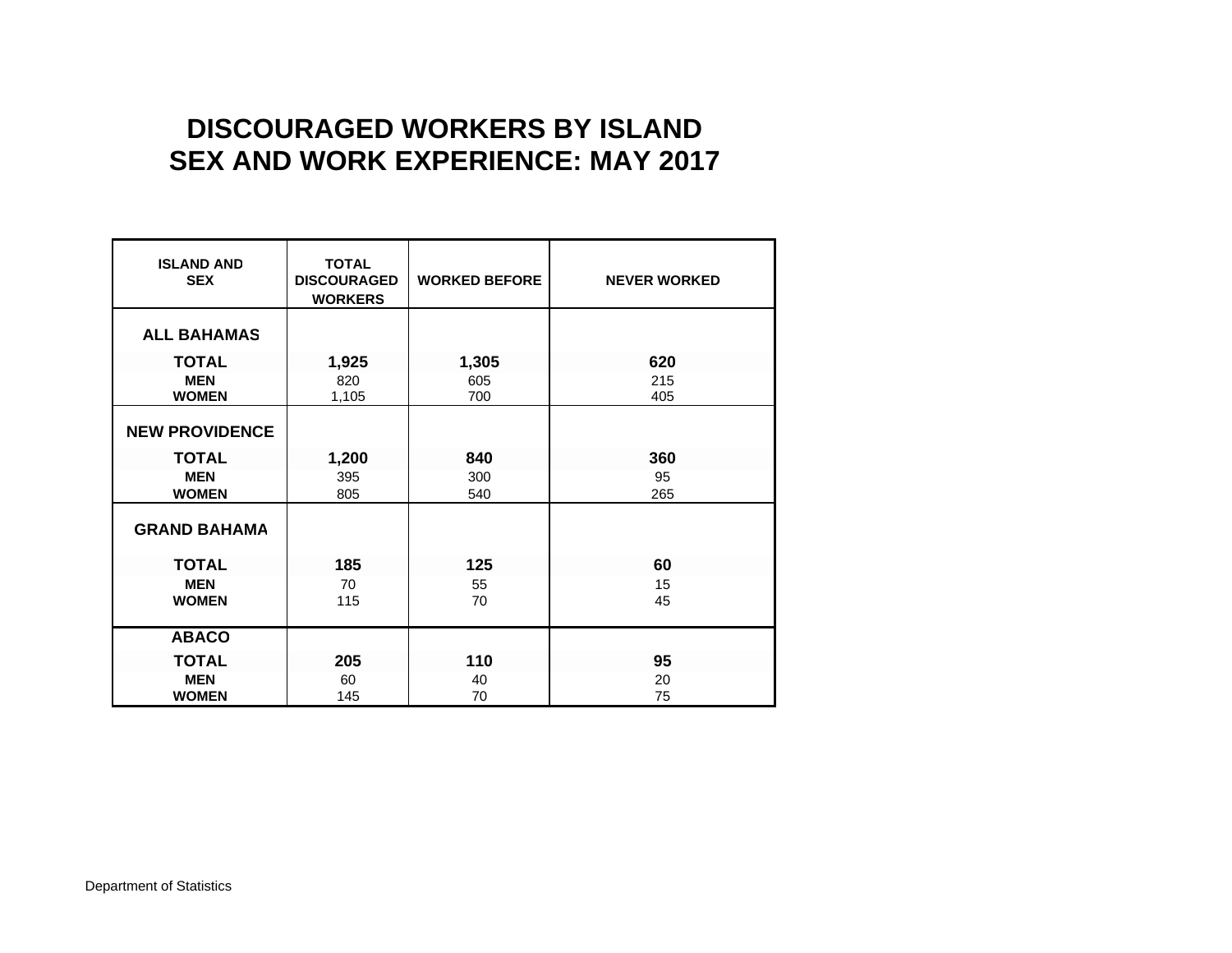# DISCOURAGED WORKERS BY ISLAND SEX AND WORK EXPERIENCE: MAY 2017

| ISLAND AND SEX | TOTAL DISCOURAGED WORKERS | WORKED BEFORE | NEVER WORKED |
|---|---|---|---|
| **ALL BAHAMAS** | | | |
| **TOTAL** | **1,925** | **1,305** | **620** |
| **MEN** | 820 | 605 | 215 |
| **WOMEN** | 1,105 | 700 | 405 |
| **NEW PROVIDENCE** | | | |
| **TOTAL** | **1,200** | **840** | **360** |
| **MEN** | 395 | 300 | 95 |
| **WOMEN** | 805 | 540 | 265 |
| **GRAND BAHAMA** | | | |
| **TOTAL** | **185** | **125** | **60** |
| **MEN** | 70 | 55 | 15 |
| **WOMEN** | 115 | 70 | 45 |
| **ABACO** | | | |
| **TOTAL** | **205** | **110** | **95** |
| **MEN** | 60 | 40 | 20 |
| **WOMEN** | 145 | 70 | 75 |

Department of Statistics